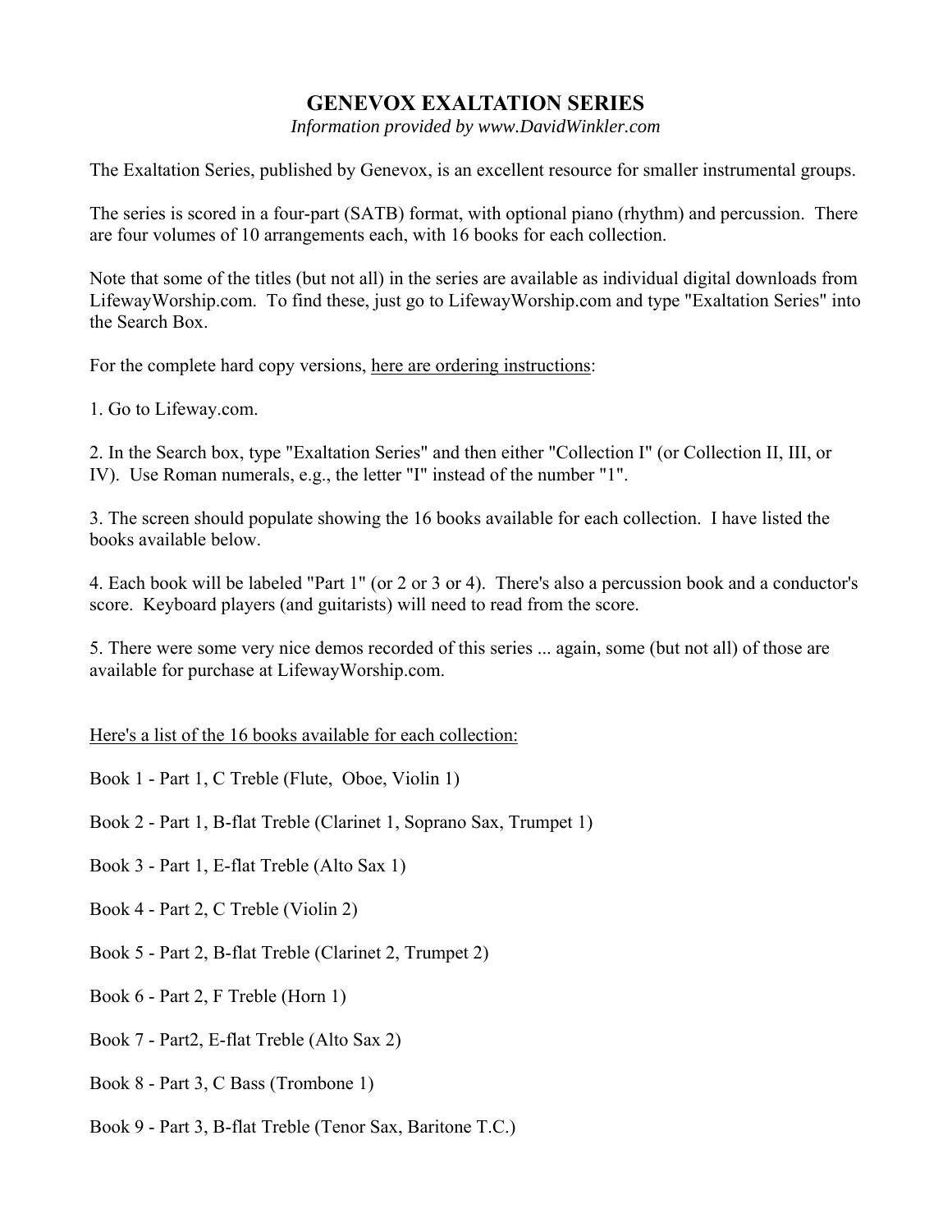# GENEVOX EXALTATION SERIES

*Information provided by www.DavidWinkler.com*

The Exaltation Series, published by Genevox, is an excellent resource for smaller instrumental groups.

The series is scored in a four-part (SATB) format, with optional piano (rhythm) and percussion. There are four volumes of 10 arrangements each, with 16 books for each collection.

Note that some of the titles (but not all) in the series are available as individual digital downloads from LifewayWorship.com. To find these, just go to LifewayWorship.com and type "Exaltation Series" into the Search Box.

For the complete hard copy versions, <u>here are ordering instructions</u>:

1. Go to Lifeway.com.

2. In the Search box, type "Exaltation Series" and then either "Collection I" (or Collection II, III, or IV). Use Roman numerals, e.g., the letter "I" instead of the number "1".

3. The screen should populate showing the 16 books available for each collection. I have listed the books available below.

4. Each book will be labeled "Part 1" (or 2 or 3 or 4). There's also a percussion book and a conductor's score. Keyboard players (and guitarists) will need to read from the score.

5. There were some very nice demos recorded of this series ... again, some (but not all) of those are available for purchase at LifewayWorship.com.

<u>Here's a list of the 16 books available for each collection:</u>

Book 1 - Part 1, C Treble (Flute, Oboe, Violin 1)

Book 2 - Part 1, B-flat Treble (Clarinet 1, Soprano Sax, Trumpet 1)

Book 3 - Part 1, E-flat Treble (Alto Sax 1)

Book 4 - Part 2, C Treble (Violin 2)

Book 5 - Part 2, B-flat Treble (Clarinet 2, Trumpet 2)

Book 6 - Part 2, F Treble (Horn 1)

Book 7 - Part2, E-flat Treble (Alto Sax 2)

Book 8 - Part 3, C Bass (Trombone 1)

Book 9 - Part 3, B-flat Treble (Tenor Sax, Baritone T.C.)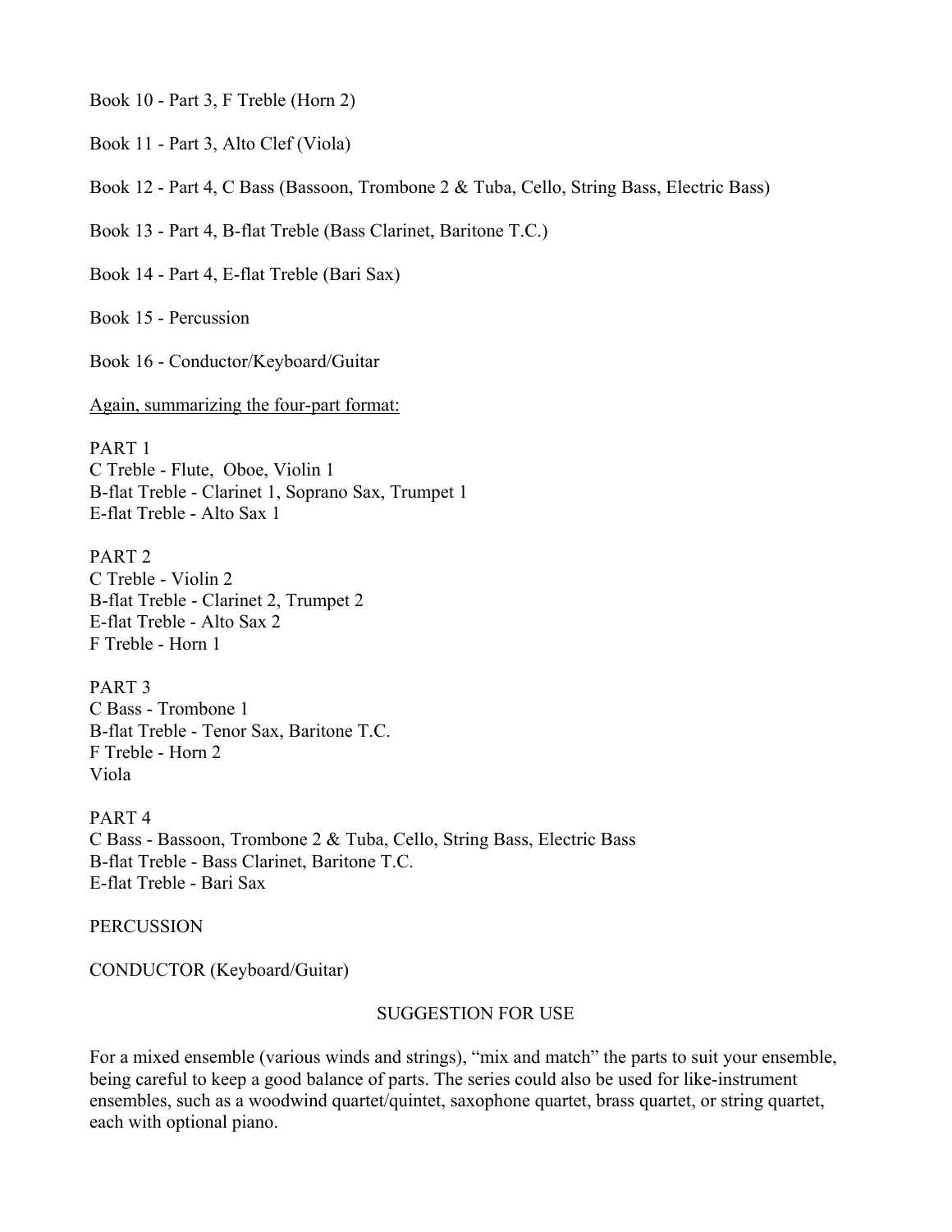Book 10 - Part 3, F Treble (Horn 2)

Book 11 - Part 3, Alto Clef (Viola)

Book 12 - Part 4, C Bass (Bassoon, Trombone 2 & Tuba, Cello, String Bass, Electric Bass)

Book 13 - Part 4, B-flat Treble (Bass Clarinet, Baritone T.C.)

Book 14 - Part 4, E-flat Treble (Bari Sax)

Book 15 - Percussion

Book 16 - Conductor/Keyboard/Guitar

<u>Again, summarizing the four-part format:</u>

PART 1
C Treble - Flute, Oboe, Violin 1
B-flat Treble - Clarinet 1, Soprano Sax, Trumpet 1
E-flat Treble - Alto Sax 1

PART 2
C Treble - Violin 2
B-flat Treble - Clarinet 2, Trumpet 2
E-flat Treble - Alto Sax 2
F Treble - Horn 1

PART 3
C Bass - Trombone 1
B-flat Treble - Tenor Sax, Baritone T.C.
F Treble - Horn 2
Viola

PART 4
C Bass - Bassoon, Trombone 2 & Tuba, Cello, String Bass, Electric Bass
B-flat Treble - Bass Clarinet, Baritone T.C.
E-flat Treble - Bari Sax

PERCUSSION

CONDUCTOR (Keyboard/Guitar)

## SUGGESTION FOR USE

For a mixed ensemble (various winds and strings), "mix and match" the parts to suit your ensemble, being careful to keep a good balance of parts. The series could also be used for like-instrument ensembles, such as a woodwind quartet/quintet, saxophone quartet, brass quartet, or string quartet, each with optional piano.